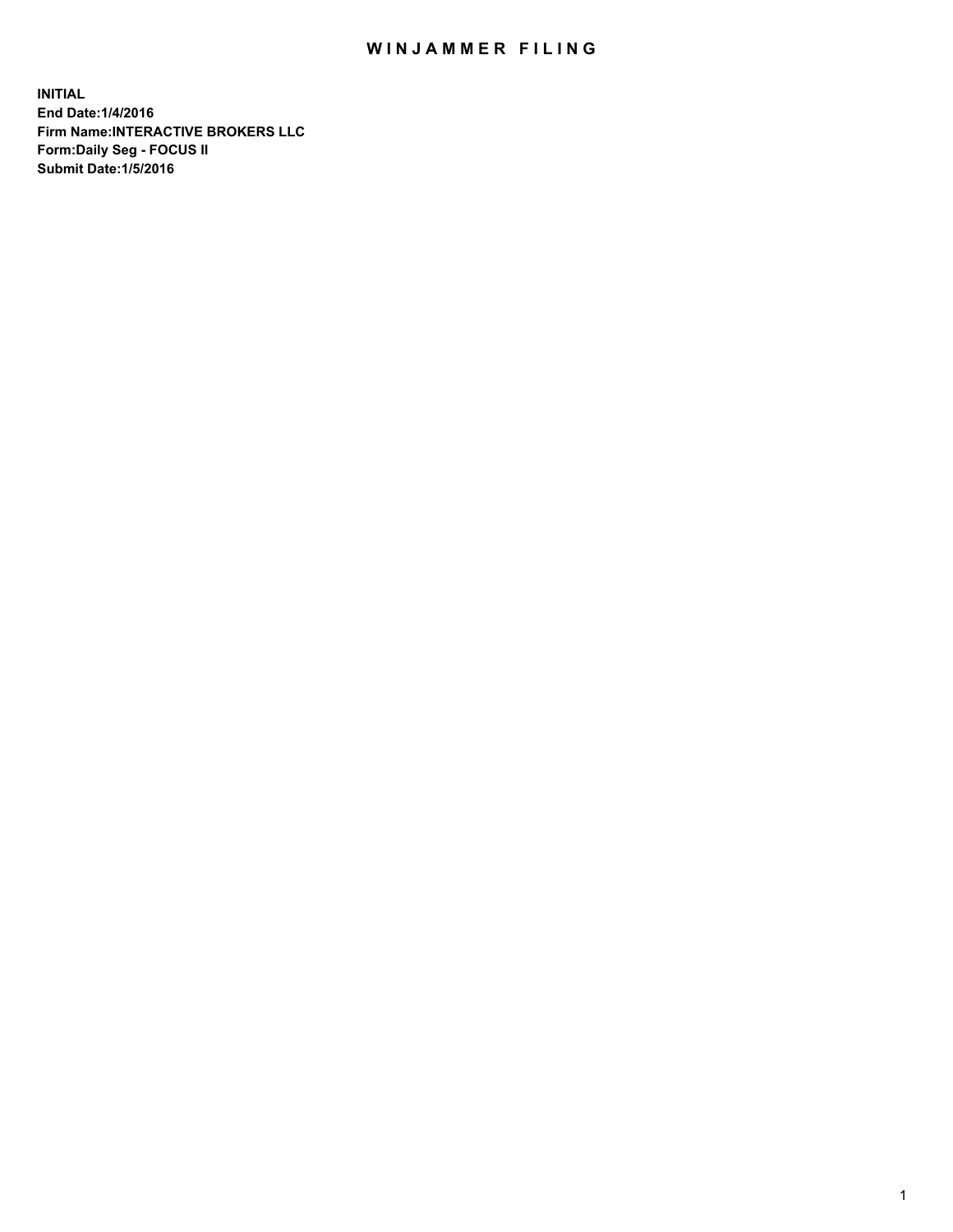# WINJAMMER FILING

**INITIAL**
**End Date:1/4/2016**
**Firm Name:INTERACTIVE BROKERS LLC**
**Form:Daily Seg - FOCUS II**
**Submit Date:1/5/2016**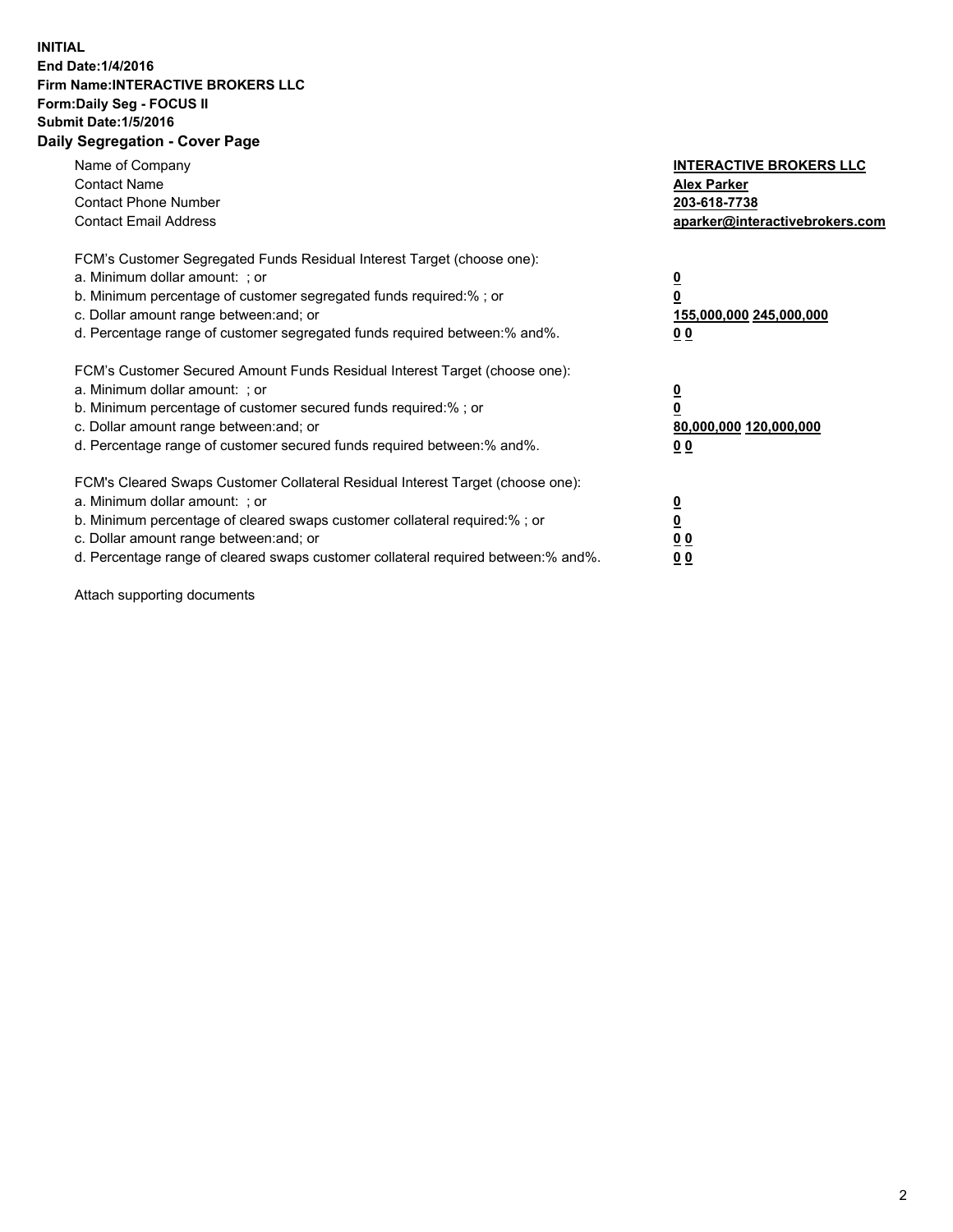**INITIAL**
**End Date:1/4/2016**
**Firm Name:INTERACTIVE BROKERS LLC**
**Form:Daily Seg - FOCUS II**
**Submit Date:1/5/2016**

## Daily Segregation - Cover Page

| | |
|---|---|
| Name of Company | **INTERACTIVE BROKERS LLC** |
| Contact Name | **Alex Parker** |
| Contact Phone Number | **203-618-7738** |
| Contact Email Address | **aparker@interactivebrokers.com** |

FCM's Customer Segregated Funds Residual Interest Target (choose one):

| | |
|---|---|
| a. Minimum dollar amount: ; or | **0** |
| b. Minimum percentage of customer segregated funds required:% ; or | **0** |
| c. Dollar amount range between:and; or | **155,000,000 245,000,000** |
| d. Percentage range of customer segregated funds required between:% and%. | **0 0** |

FCM's Customer Secured Amount Funds Residual Interest Target (choose one):

| | |
|---|---|
| a. Minimum dollar amount: ; or | **0** |
| b. Minimum percentage of customer secured funds required:% ; or | **0** |
| c. Dollar amount range between:and; or | **80,000,000 120,000,000** |
| d. Percentage range of customer secured funds required between:% and%. | **0 0** |

FCM's Cleared Swaps Customer Collateral Residual Interest Target (choose one):

| | |
|---|---|
| a. Minimum dollar amount: ; or | **0** |
| b. Minimum percentage of cleared swaps customer collateral required:% ; or | **0** |
| c. Dollar amount range between:and; or | **0 0** |
| d. Percentage range of cleared swaps customer collateral required between:% and%. | **0 0** |

Attach supporting documents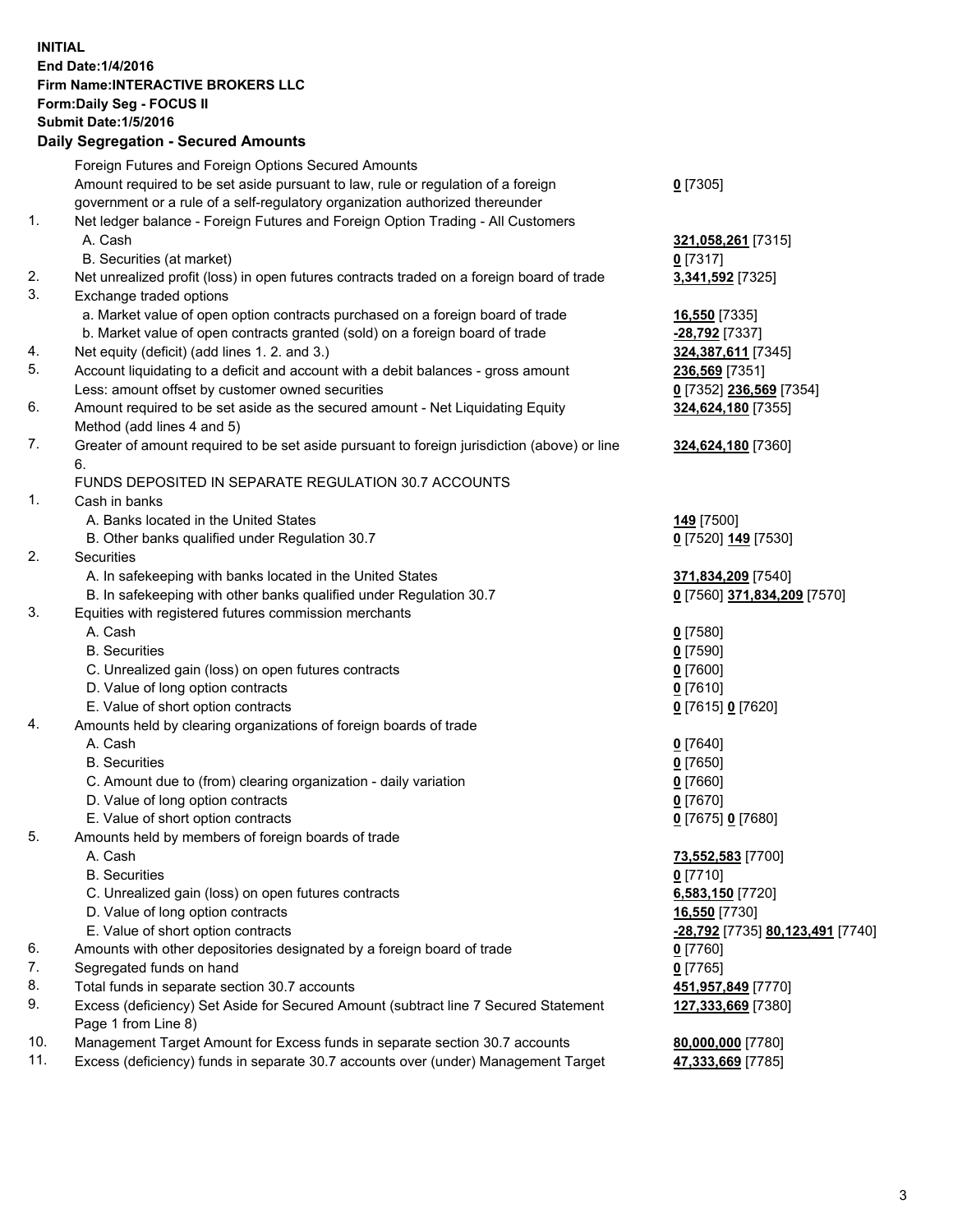**INITIAL**
**End Date:1/4/2016**
**Firm Name:INTERACTIVE BROKERS LLC**
**Form:Daily Seg - FOCUS II**
**Submit Date:1/5/2016**
**Daily Segregation - Secured Amounts**

| | | |
|---|---|---|
| | Foreign Futures and Foreign Options Secured Amounts | |
| | Amount required to be set aside pursuant to law, rule or regulation of a foreign government or a rule of a self-regulatory organization authorized thereunder | **0** [7305] |
| 1. | Net ledger balance - Foreign Futures and Foreign Option Trading - All Customers | |
| | A. Cash | **321,058,261** [7315] |
| | B. Securities (at market) | **0** [7317] |
| 2. | Net unrealized profit (loss) in open futures contracts traded on a foreign board of trade | **3,341,592** [7325] |
| 3. | Exchange traded options | |
| | a. Market value of open option contracts purchased on a foreign board of trade | **16,550** [7335] |
| | b. Market value of open contracts granted (sold) on a foreign board of trade | **-28,792** [7337] |
| 4. | Net equity (deficit) (add lines 1. 2. and 3.) | **324,387,611** [7345] |
| 5. | Account liquidating to a deficit and account with a debit balances - gross amount | **236,569** [7351] |
| | Less: amount offset by customer owned securities | **0** [7352] **236,569** [7354] |
| 6. | Amount required to be set aside as the secured amount - Net Liquidating Equity Method (add lines 4 and 5) | **324,624,180** [7355] |
| 7. | Greater of amount required to be set aside pursuant to foreign jurisdiction (above) or line 6. | **324,624,180** [7360] |
| | FUNDS DEPOSITED IN SEPARATE REGULATION 30.7 ACCOUNTS | |
| 1. | Cash in banks | |
| | A. Banks located in the United States | **149** [7500] |
| | B. Other banks qualified under Regulation 30.7 | **0** [7520] **149** [7530] |
| 2. | Securities | |
| | A. In safekeeping with banks located in the United States | **371,834,209** [7540] |
| | B. In safekeeping with other banks qualified under Regulation 30.7 | **0** [7560] **371,834,209** [7570] |
| 3. | Equities with registered futures commission merchants | |
| | A. Cash | **0** [7580] |
| | B. Securities | **0** [7590] |
| | C. Unrealized gain (loss) on open futures contracts | **0** [7600] |
| | D. Value of long option contracts | **0** [7610] |
| | E. Value of short option contracts | **0** [7615] **0** [7620] |
| 4. | Amounts held by clearing organizations of foreign boards of trade | |
| | A. Cash | **0** [7640] |
| | B. Securities | **0** [7650] |
| | C. Amount due to (from) clearing organization - daily variation | **0** [7660] |
| | D. Value of long option contracts | **0** [7670] |
| | E. Value of short option contracts | **0** [7675] **0** [7680] |
| 5. | Amounts held by members of foreign boards of trade | |
| | A. Cash | **73,552,583** [7700] |
| | B. Securities | **0** [7710] |
| | C. Unrealized gain (loss) on open futures contracts | **6,583,150** [7720] |
| | D. Value of long option contracts | **16,550** [7730] |
| | E. Value of short option contracts | **-28,792** [7735] **80,123,491** [7740] |
| 6. | Amounts with other depositories designated by a foreign board of trade | **0** [7760] |
| 7. | Segregated funds on hand | **0** [7765] |
| 8. | Total funds in separate section 30.7 accounts | **451,957,849** [7770] |
| 9. | Excess (deficiency) Set Aside for Secured Amount (subtract line 7 Secured Statement Page 1 from Line 8) | **127,333,669** [7380] |
| 10. | Management Target Amount for Excess funds in separate section 30.7 accounts | **80,000,000** [7780] |
| 11. | Excess (deficiency) funds in separate 30.7 accounts over (under) Management Target | **47,333,669** [7785] |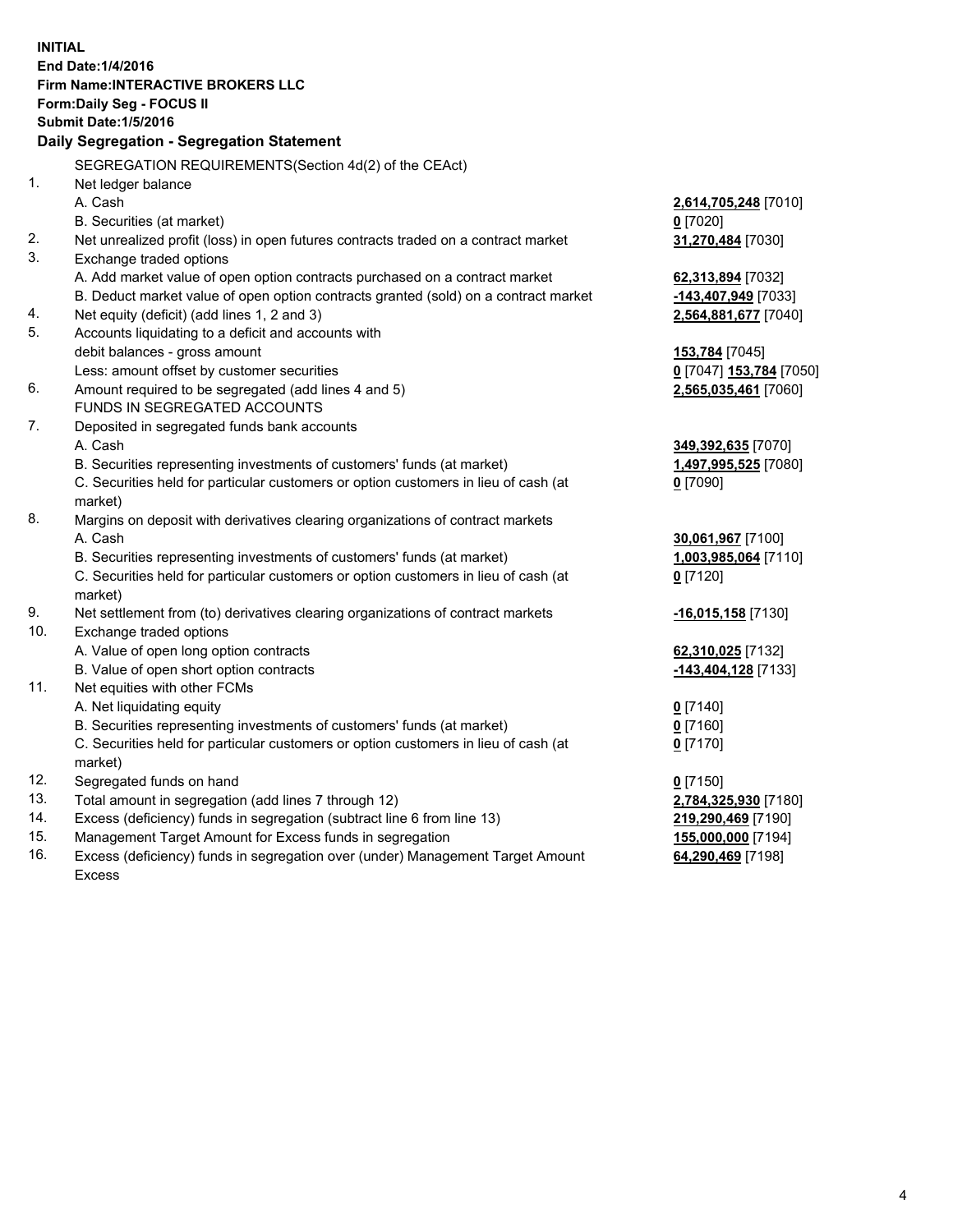**INITIAL**
**End Date:1/4/2016**
**Firm Name:INTERACTIVE BROKERS LLC**
**Form:Daily Seg - FOCUS II**
**Submit Date:1/5/2016**

**Daily Segregation - Segregation Statement**

| | | |
|---|---|---|
| | SEGREGATION REQUIREMENTS(Section 4d(2) of the CEAct) | |
| 1. | Net ledger balance | |
| | A. Cash | **2,614,705,248** [7010] |
| | B. Securities (at market) | **0** [7020] |
| 2. | Net unrealized profit (loss) in open futures contracts traded on a contract market | **31,270,484** [7030] |
| 3. | Exchange traded options | |
| | A. Add market value of open option contracts purchased on a contract market | **62,313,894** [7032] |
| | B. Deduct market value of open option contracts granted (sold) on a contract market | **-143,407,949** [7033] |
| 4. | Net equity (deficit) (add lines 1, 2 and 3) | **2,564,881,677** [7040] |
| 5. | Accounts liquidating to a deficit and accounts with | |
| | debit balances - gross amount | **153,784** [7045] |
| | Less: amount offset by customer securities | **0** [7047] **153,784** [7050] |
| 6. | Amount required to be segregated (add lines 4 and 5) | **2,565,035,461** [7060] |
| | FUNDS IN SEGREGATED ACCOUNTS | |
| 7. | Deposited in segregated funds bank accounts | |
| | A. Cash | **349,392,635** [7070] |
| | B. Securities representing investments of customers' funds (at market) | **1,497,995,525** [7080] |
| | C. Securities held for particular customers or option customers in lieu of cash (at market) | **0** [7090] |
| 8. | Margins on deposit with derivatives clearing organizations of contract markets | |
| | A. Cash | **30,061,967** [7100] |
| | B. Securities representing investments of customers' funds (at market) | **1,003,985,064** [7110] |
| | C. Securities held for particular customers or option customers in lieu of cash (at market) | **0** [7120] |
| 9. | Net settlement from (to) derivatives clearing organizations of contract markets | **-16,015,158** [7130] |
| 10. | Exchange traded options | |
| | A. Value of open long option contracts | **62,310,025** [7132] |
| | B. Value of open short option contracts | **-143,404,128** [7133] |
| 11. | Net equities with other FCMs | |
| | A. Net liquidating equity | **0** [7140] |
| | B. Securities representing investments of customers' funds (at market) | **0** [7160] |
| | C. Securities held for particular customers or option customers in lieu of cash (at market) | **0** [7170] |
| 12. | Segregated funds on hand | **0** [7150] |
| 13. | Total amount in segregation (add lines 7 through 12) | **2,784,325,930** [7180] |
| 14. | Excess (deficiency) funds in segregation (subtract line 6 from line 13) | **219,290,469** [7190] |
| 15. | Management Target Amount for Excess funds in segregation | **155,000,000** [7194] |
| 16. | Excess (deficiency) funds in segregation over (under) Management Target Amount Excess | **64,290,469** [7198] |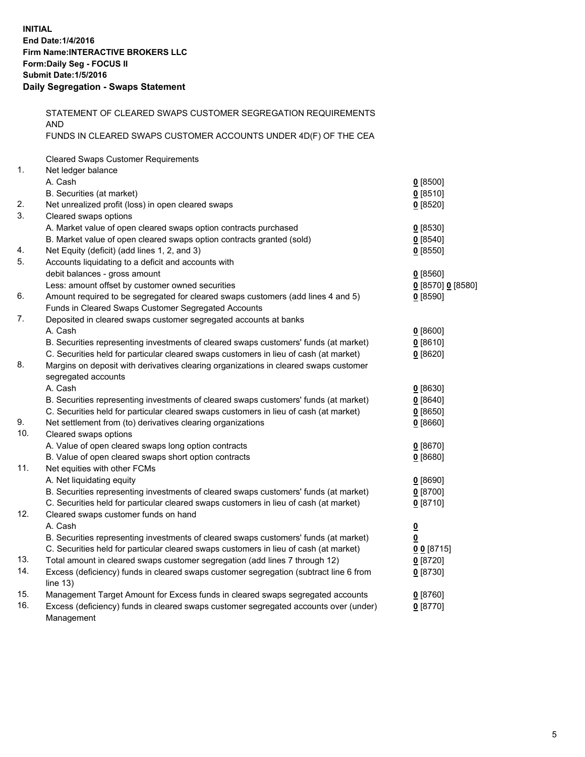**INITIAL**
**End Date:1/4/2016**
**Firm Name:INTERACTIVE BROKERS LLC**
**Form:Daily Seg - FOCUS II**
**Submit Date:1/5/2016**
**Daily Segregation - Swaps Statement**

STATEMENT OF CLEARED SWAPS CUSTOMER SEGREGATION REQUIREMENTS AND FUNDS IN CLEARED SWAPS CUSTOMER ACCOUNTS UNDER 4D(F) OF THE CEA

| | | |
|---|---|---|
| | Cleared Swaps Customer Requirements | |
| 1. | Net ledger balance | |
| | A. Cash | 0 [8500] |
| | B. Securities (at market) | 0 [8510] |
| 2. | Net unrealized profit (loss) in open cleared swaps | 0 [8520] |
| 3. | Cleared swaps options | |
| | A. Market value of open cleared swaps option contracts purchased | 0 [8530] |
| | B. Market value of open cleared swaps option contracts granted (sold) | 0 [8540] |
| 4. | Net Equity (deficit) (add lines 1, 2, and 3) | 0 [8550] |
| 5. | Accounts liquidating to a deficit and accounts with debit balances - gross amount | 0 [8560] |
| | Less: amount offset by customer owned securities | 0 [8570] 0 [8580] |
| 6. | Amount required to be segregated for cleared swaps customers (add lines 4 and 5) | 0 [8590] |
| | Funds in Cleared Swaps Customer Segregated Accounts | |
| 7. | Deposited in cleared swaps customer segregated accounts at banks | |
| | A. Cash | 0 [8600] |
| | B. Securities representing investments of cleared swaps customers' funds (at market) | 0 [8610] |
| | C. Securities held for particular cleared swaps customers in lieu of cash (at market) | 0 [8620] |
| 8. | Margins on deposit with derivatives clearing organizations in cleared swaps customer segregated accounts | |
| | A. Cash | 0 [8630] |
| | B. Securities representing investments of cleared swaps customers' funds (at market) | 0 [8640] |
| | C. Securities held for particular cleared swaps customers in lieu of cash (at market) | 0 [8650] |
| 9. | Net settlement from (to) derivatives clearing organizations | 0 [8660] |
| 10. | Cleared swaps options | |
| | A. Value of open cleared swaps long option contracts | 0 [8670] |
| | B. Value of open cleared swaps short option contracts | 0 [8680] |
| 11. | Net equities with other FCMs | |
| | A. Net liquidating equity | 0 [8690] |
| | B. Securities representing investments of cleared swaps customers' funds (at market) | 0 [8700] |
| | C. Securities held for particular cleared swaps customers in lieu of cash (at market) | 0 [8710] |
| 12. | Cleared swaps customer funds on hand | |
| | A. Cash | 0 |
| | B. Securities representing investments of cleared swaps customers' funds (at market) | 0 |
| | C. Securities held for particular cleared swaps customers in lieu of cash (at market) | 0 0 [8715] |
| 13. | Total amount in cleared swaps customer segregation (add lines 7 through 12) | 0 [8720] |
| 14. | Excess (deficiency) funds in cleared swaps customer segregation (subtract line 6 from line 13) | 0 [8730] |
| 15. | Management Target Amount for Excess funds in cleared swaps segregated accounts | 0 [8760] |
| 16. | Excess (deficiency) funds in cleared swaps customer segregated accounts over (under) Management | 0 [8770] |